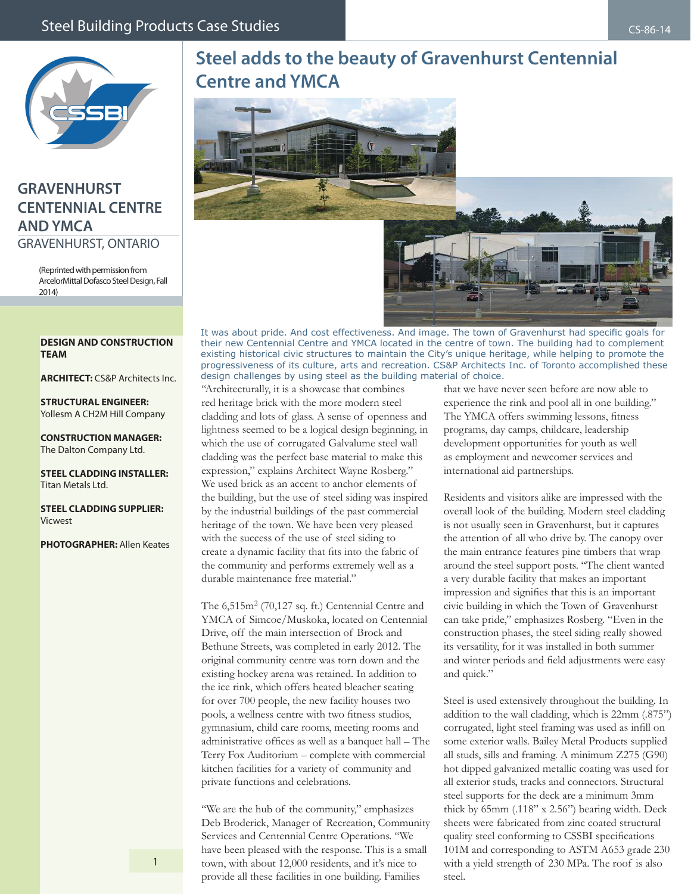# Steel adds to the beauty of Gravenhurst Centennial Centre and YMCA

## GRAVENHURST CENTENNIAL CENTRE AND YMCA

GRAVENHURST, ONTARIO

(Reprinted with permission from ArcelorMittal Dofasco Steel Design, Fall 2014)

**DESIGN AND CONSTRUCTION TEAM**

**ARCHITECT:** CS&P Architects Inc.

**STRUCTURAL ENGINEER:** Yollesm A CH2M Hill Company

**CONSTRUCTION MANAGER:** The Dalton Company Ltd.

**STEEL CLADDING INSTALLER:** Titan Metals Ltd.

**STEEL CLADDING SUPPLIER:** Vicwest

**PHOTOGRAPHER:** Allen Keates

It was about pride. And cost effectiveness. And image. The town of Gravenhurst had specific goals for their new Centennial Centre and YMCA located in the centre of town. The building had to complement existing historical civic structures to maintain the City's unique heritage, while helping to promote the progressiveness of its culture, arts and recreation. CS&P Architects Inc. of Toronto accomplished these design challenges by using steel as the building material of choice.

"Architecturally, it is a showcase that combines red heritage brick with the more modern steel cladding and lots of glass. A sense of openness and lightness seemed to be a logical design beginning, in which the use of corrugated Galvalume steel wall cladding was the perfect base material to make this expression," explains Architect Wayne Rosberg." We used brick as an accent to anchor elements of the building, but the use of steel siding was inspired by the industrial buildings of the past commercial heritage of the town. We have been very pleased with the success of the use of steel siding to create a dynamic facility that fits into the fabric of the community and performs extremely well as a durable maintenance free material."

The 6,515m$^2$ (70,127 sq. ft.) Centennial Centre and YMCA of Simcoe/Muskoka, located on Centennial Drive, off the main intersection of Brock and Bethune Streets, was completed in early 2012. The original community centre was torn down and the existing hockey arena was retained. In addition to the ice rink, which offers heated bleacher seating for over 700 people, the new facility houses two pools, a wellness centre with two fitness studios, gymnasium, child care rooms, meeting rooms and administrative offices as well as a banquet hall – The Terry Fox Auditorium – complete with commercial kitchen facilities for a variety of community and private functions and celebrations.

"We are the hub of the community," emphasizes Deb Broderick, Manager of Recreation, Community Services and Centennial Centre Operations. "We have been pleased with the response. This is a small town, with about 12,000 residents, and it's nice to provide all these facilities in one building. Families that we have never seen before are now able to experience the rink and pool all in one building." The YMCA offers swimming lessons, fitness programs, day camps, childcare, leadership development opportunities for youth as well as employment and newcomer services and international aid partnerships.

Residents and visitors alike are impressed with the overall look of the building. Modern steel cladding is not usually seen in Gravenhurst, but it captures the attention of all who drive by. The canopy over the main entrance features pine timbers that wrap around the steel support posts. "The client wanted a very durable facility that makes an important impression and signifies that this is an important civic building in which the Town of Gravenhurst can take pride," emphasizes Rosberg. "Even in the construction phases, the steel siding really showed its versatility, for it was installed in both summer and winter periods and field adjustments were easy and quick."

Steel is used extensively throughout the building. In addition to the wall cladding, which is 22mm (.875") corrugated, light steel framing was used as infill on some exterior walls. Bailey Metal Products supplied all studs, sills and framing. A minimum Z275 (G90) hot dipped galvanized metallic coating was used for all exterior studs, tracks and connectors. Structural steel supports for the deck are a minimum 3mm thick by 65mm (.118" x 2.56") bearing width. Deck sheets were fabricated from zinc coated structural quality steel conforming to CSSBI specifications 101M and corresponding to ASTM A653 grade 230 with a yield strength of 230 MPa. The roof is also steel.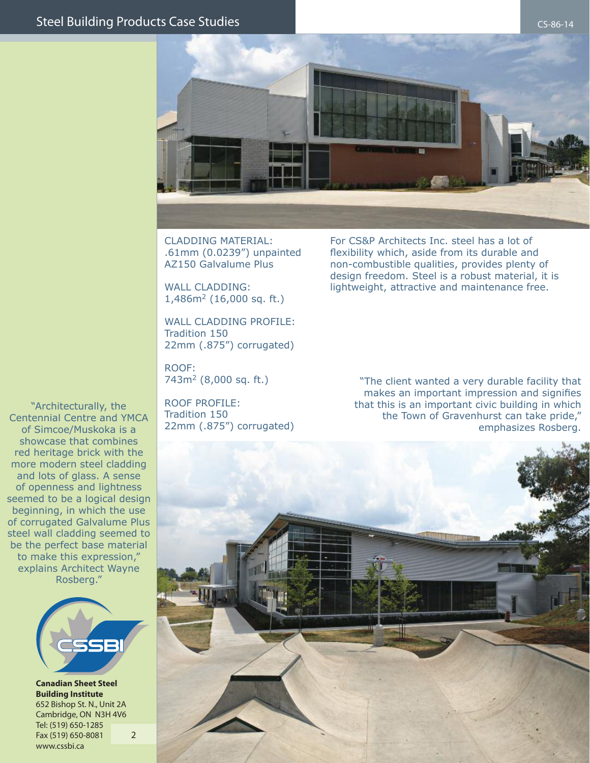CLADDING MATERIAL:
.61mm (0.0239") unpainted AZ150 Galvalume Plus

WALL CLADDING:
1,486m$^2$ (16,000 sq. ft.)

WALL CLADDING PROFILE:
Tradition 150
22mm (.875") corrugated)

ROOF:
743m$^2$ (8,000 sq. ft.)

ROOF PROFILE:
Tradition 150
22mm (.875") corrugated)

For CS&P Architects Inc. steel has a lot of flexibility which, aside from its durable and non-combustible qualities, provides plenty of design freedom. Steel is a robust material, it is lightweight, attractive and maintenance free.

"The client wanted a very durable facility that makes an important impression and signifies that this is an important civic building in which the Town of Gravenhurst can take pride," emphasizes Rosberg.

"Architecturally, the Centennial Centre and YMCA of Simcoe/Muskoka is a showcase that combines red heritage brick with the more modern steel cladding and lots of glass. A sense of openness and lightness seemed to be a logical design beginning, in which the use of corrugated Galvalume Plus steel wall cladding seemed to be the perfect base material to make this expression," explains Architect Wayne Rosberg."

**Canadian Sheet Steel Building Institute**
652 Bishop St. N., Unit 2A
Cambridge, ON N3H 4V6
Tel: (519) 650-1285
Fax (519) 650-8081
www.cssbi.ca